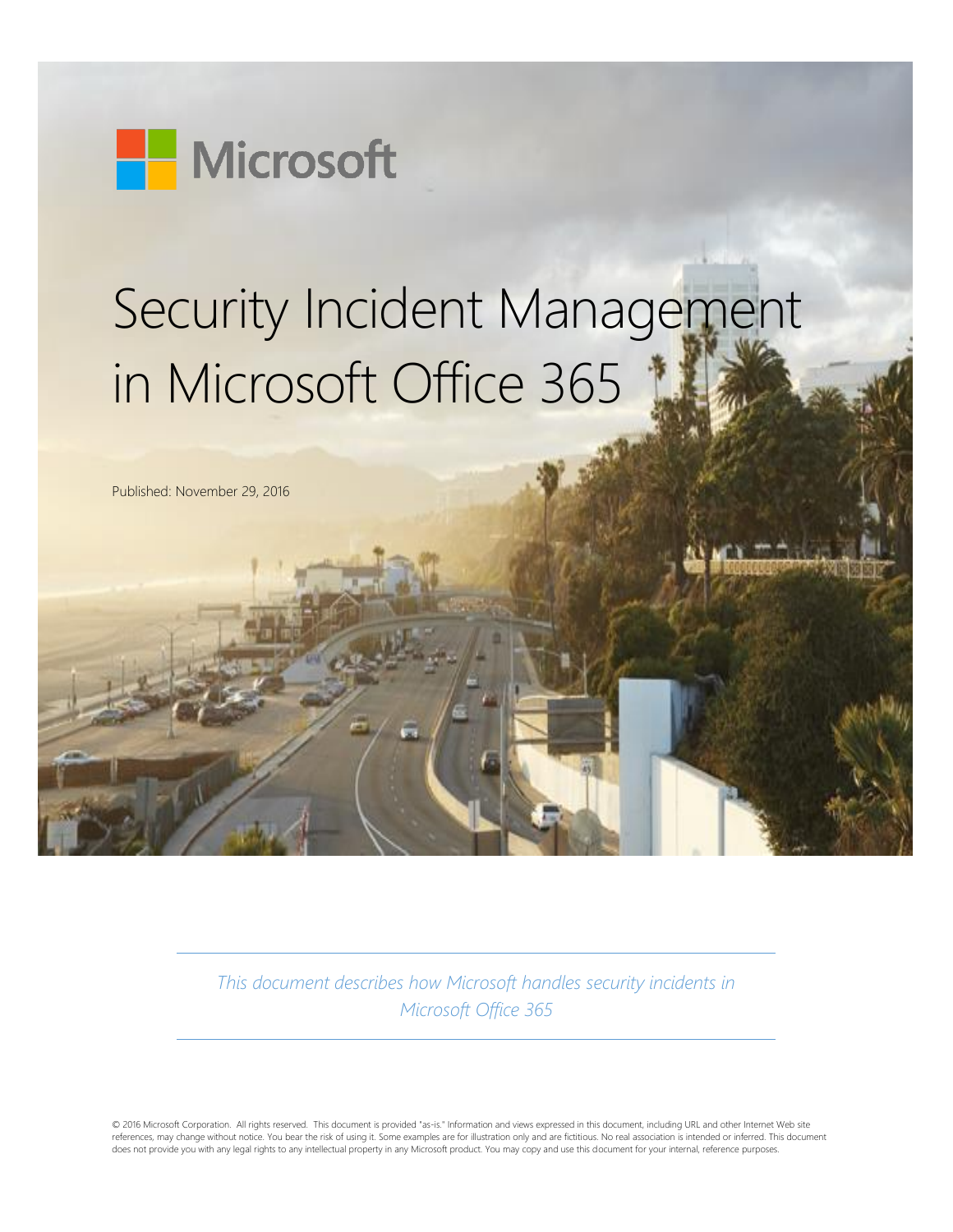Microsoft

# Security Incident Management in Microsoft Office 365

Published: November 29, 2016

*This document describes how Microsoft handles security incidents in Microsoft Office 365*

© 2016 Microsoft Corporation. All rights reserved. This document is provided "as-is." Information and views expressed in this document, including URL and other Internet Web site references, may change without notice. You bear the risk of using it. Some examples are for illustration only and are fictitious. No real association is intended or inferred. This document does not provide you with any legal rights to any intellectual property in any Microsoft product. You may copy and use this document for your internal, reference purposes.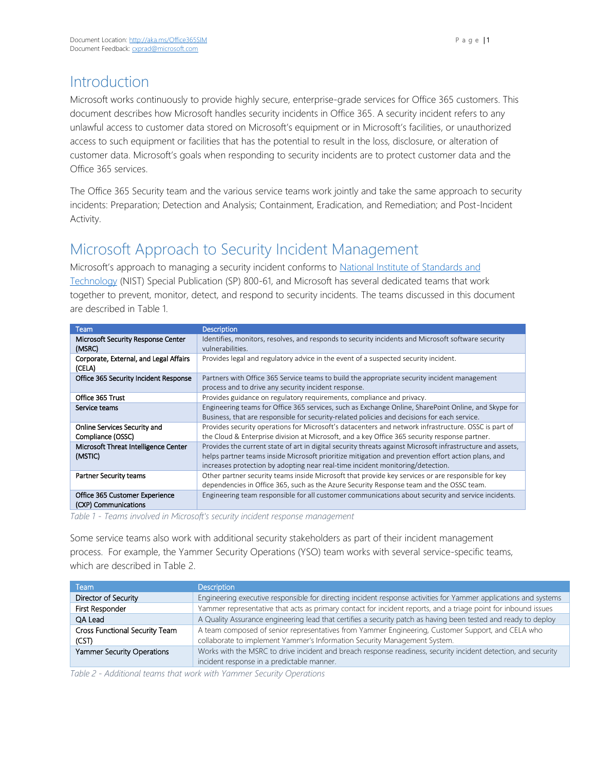# Introduction

Microsoft works continuously to provide highly secure, enterprise-grade services for Office 365 customers. This document describes how Microsoft handles security incidents in Office 365. A security incident refers to any unlawful access to customer data stored on Microsoft's equipment or in Microsoft's facilities, or unauthorized access to such equipment or facilities that has the potential to result in the loss, disclosure, or alteration of customer data. Microsoft's goals when responding to security incidents are to protect customer data and the Office 365 services.

The Office 365 Security team and the various service teams work jointly and take the same approach to security incidents: Preparation; Detection and Analysis; Containment, Eradication, and Remediation; and Post-Incident Activity.

# Microsoft Approach to Security Incident Management

Microsoft's approach to managing a security incident conforms to National Institute of Standards and Technology (NIST) Special Publication (SP) 800-61, and Microsoft has several dedicated teams that work together to prevent, monitor, detect, and respond to security incidents. The teams discussed in this document are described in Table 1.

| Team | Description |
|---|---|
| Microsoft Security Response Center (MSRC) | Identifies, monitors, resolves, and responds to security incidents and Microsoft software security vulnerabilities. |
| Corporate, External, and Legal Affairs (CELA) | Provides legal and regulatory advice in the event of a suspected security incident. |
| Office 365 Security Incident Response | Partners with Office 365 Service teams to build the appropriate security incident management process and to drive any security incident response. |
| Office 365 Trust | Provides guidance on regulatory requirements, compliance and privacy. |
| Service teams | Engineering teams for Office 365 services, such as Exchange Online, SharePoint Online, and Skype for Business, that are responsible for security-related policies and decisions for each service. |
| Online Services Security and Compliance (OSSC) | Provides security operations for Microsoft's datacenters and network infrastructure. OSSC is part of the Cloud & Enterprise division at Microsoft, and a key Office 365 security response partner. |
| Microsoft Threat Intelligence Center (MSTIC) | Provides the current state of art in digital security threats against Microsoft infrastructure and assets, helps partner teams inside Microsoft prioritize mitigation and prevention effort action plans, and increases protection by adopting near real-time incident monitoring/detection. |
| Partner Security teams | Other partner security teams inside Microsoft that provide key services or are responsible for key dependencies in Office 365, such as the Azure Security Response team and the OSSC team. |
| Office 365 Customer Experience (CXP) Communications | Engineering team responsible for all customer communications about security and service incidents. |

*Table 1 - Teams involved in Microsoft's security incident response management*

Some service teams also work with additional security stakeholders as part of their incident management process. For example, the Yammer Security Operations (YSO) team works with several service-specific teams, which are described in Table 2.

| Team | Description |
|---|---|
| Director of Security | Engineering executive responsible for directing incident response activities for Yammer applications and systems |
| First Responder | Yammer representative that acts as primary contact for incident reports, and a triage point for inbound issues |
| QA Lead | A Quality Assurance engineering lead that certifies a security patch as having been tested and ready to deploy |
| Cross Functional Security Team (CST) | A team composed of senior representatives from Yammer Engineering, Customer Support, and CELA who collaborate to implement Yammer's Information Security Management System. |
| Yammer Security Operations | Works with the MSRC to drive incident and breach response readiness, security incident detection, and security incident response in a predictable manner. |

*Table 2 - Additional teams that work with Yammer Security Operations*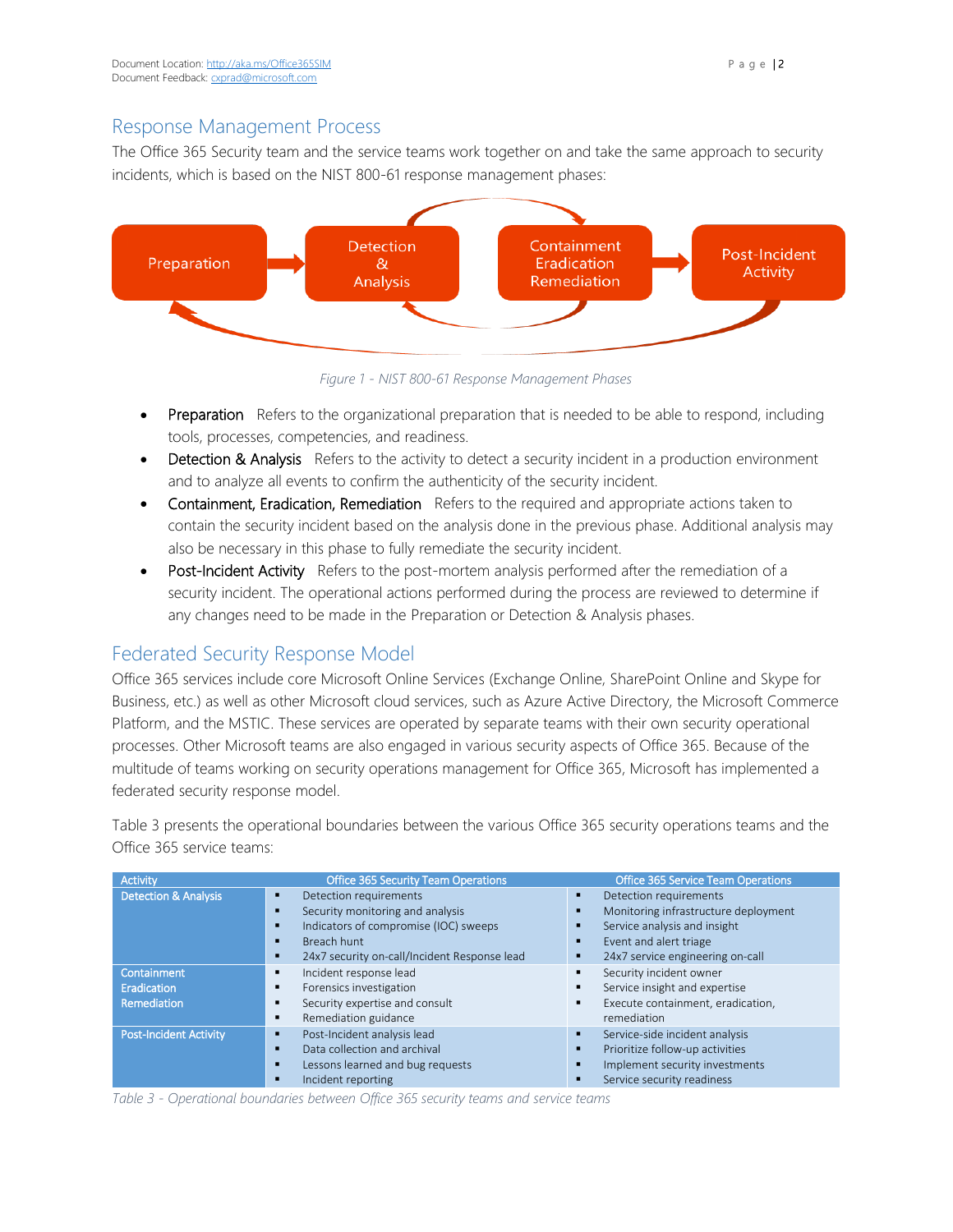## Response Management Process

The Office 365 Security team and the service teams work together on and take the same approach to security incidents, which is based on the NIST 800-61 response management phases:

Preparation → Detection & Analysis → Containment Eradication Remediation → Post-Incident Activity

*Figure 1 - NIST 800-61 Response Management Phases*

- Preparation  Refers to the organizational preparation that is needed to be able to respond, including tools, processes, competencies, and readiness.
- Detection & Analysis  Refers to the activity to detect a security incident in a production environment and to analyze all events to confirm the authenticity of the security incident.
- Containment, Eradication, Remediation  Refers to the required and appropriate actions taken to contain the security incident based on the analysis done in the previous phase. Additional analysis may also be necessary in this phase to fully remediate the security incident.
- Post-Incident Activity  Refers to the post-mortem analysis performed after the remediation of a security incident. The operational actions performed during the process are reviewed to determine if any changes need to be made in the Preparation or Detection & Analysis phases.

## Federated Security Response Model

Office 365 services include core Microsoft Online Services (Exchange Online, SharePoint Online and Skype for Business, etc.) as well as other Microsoft cloud services, such as Azure Active Directory, the Microsoft Commerce Platform, and the MSTIC. These services are operated by separate teams with their own security operational processes. Other Microsoft teams are also engaged in various security aspects of Office 365. Because of the multitude of teams working on security operations management for Office 365, Microsoft has implemented a federated security response model.

Table 3 presents the operational boundaries between the various Office 365 security operations teams and the Office 365 service teams:

| Activity | Office 365 Security Team Operations | Office 365 Service Team Operations |
|---|---|---|
| Detection & Analysis | ▪ Detection requirements<br>▪ Security monitoring and analysis<br>▪ Indicators of compromise (IOC) sweeps<br>▪ Breach hunt<br>▪ 24x7 security on-call/Incident Response lead | ▪ Detection requirements<br>▪ Monitoring infrastructure deployment<br>▪ Service analysis and insight<br>▪ Event and alert triage<br>▪ 24x7 service engineering on-call |
| Containment<br>Eradication<br>Remediation | ▪ Incident response lead<br>▪ Forensics investigation<br>▪ Security expertise and consult<br>▪ Remediation guidance | ▪ Security incident owner<br>▪ Service insight and expertise<br>▪ Execute containment, eradication, remediation |
| Post-Incident Activity | ▪ Post-Incident analysis lead<br>▪ Data collection and archival<br>▪ Lessons learned and bug requests<br>▪ Incident reporting | ▪ Service-side incident analysis<br>▪ Prioritize follow-up activities<br>▪ Implement security investments<br>▪ Service security readiness |

*Table 3 - Operational boundaries between Office 365 security teams and service teams*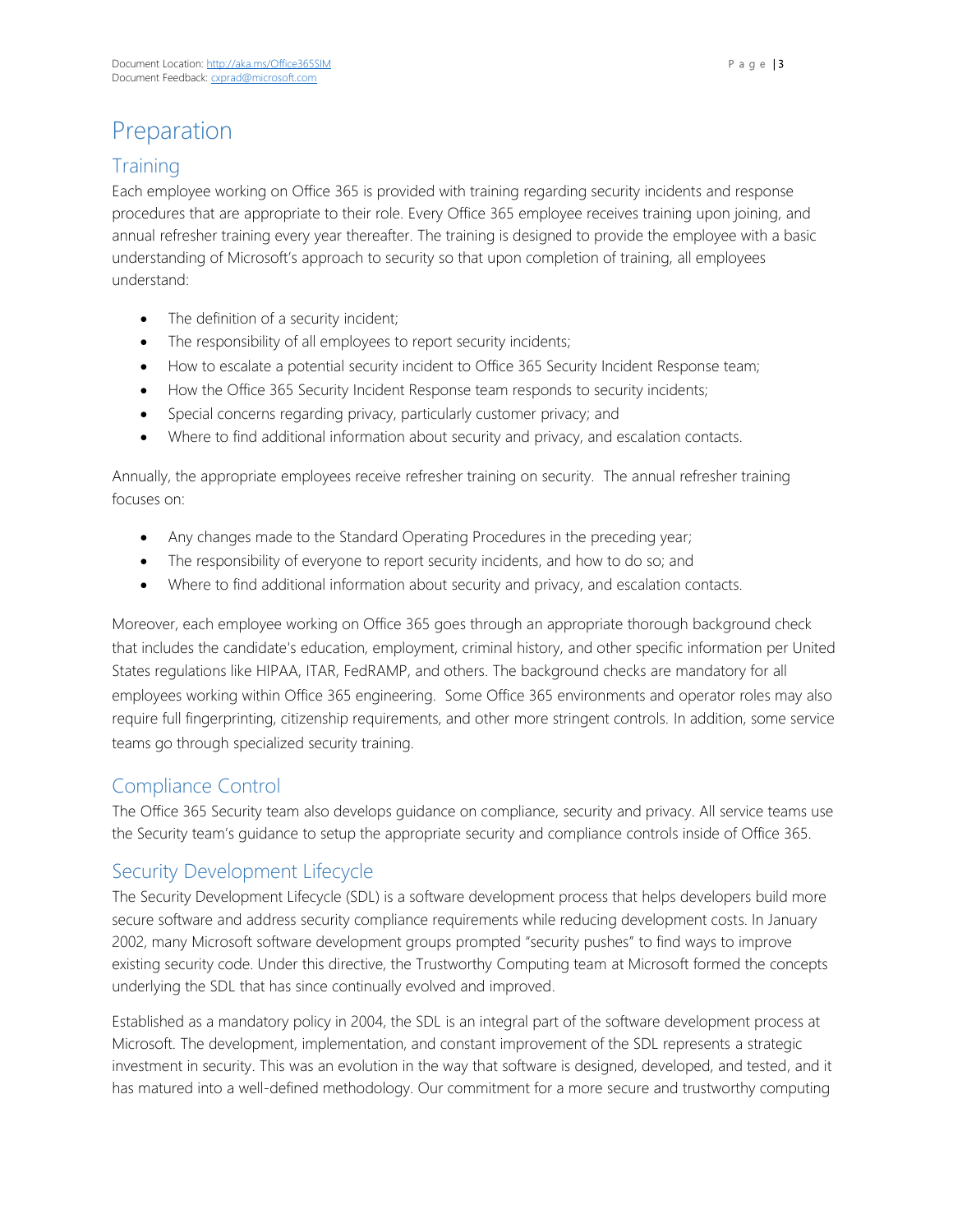# Preparation

## Training

Each employee working on Office 365 is provided with training regarding security incidents and response procedures that are appropriate to their role. Every Office 365 employee receives training upon joining, and annual refresher training every year thereafter. The training is designed to provide the employee with a basic understanding of Microsoft's approach to security so that upon completion of training, all employees understand:

- The definition of a security incident;
- The responsibility of all employees to report security incidents;
- How to escalate a potential security incident to Office 365 Security Incident Response team;
- How the Office 365 Security Incident Response team responds to security incidents;
- Special concerns regarding privacy, particularly customer privacy; and
- Where to find additional information about security and privacy, and escalation contacts.

Annually, the appropriate employees receive refresher training on security. The annual refresher training focuses on:

- Any changes made to the Standard Operating Procedures in the preceding year;
- The responsibility of everyone to report security incidents, and how to do so; and
- Where to find additional information about security and privacy, and escalation contacts.

Moreover, each employee working on Office 365 goes through an appropriate thorough background check that includes the candidate's education, employment, criminal history, and other specific information per United States regulations like HIPAA, ITAR, FedRAMP, and others. The background checks are mandatory for all employees working within Office 365 engineering. Some Office 365 environments and operator roles may also require full fingerprinting, citizenship requirements, and other more stringent controls. In addition, some service teams go through specialized security training.

## Compliance Control

The Office 365 Security team also develops guidance on compliance, security and privacy. All service teams use the Security team's guidance to setup the appropriate security and compliance controls inside of Office 365.

## Security Development Lifecycle

The Security Development Lifecycle (SDL) is a software development process that helps developers build more secure software and address security compliance requirements while reducing development costs. In January 2002, many Microsoft software development groups prompted "security pushes" to find ways to improve existing security code. Under this directive, the Trustworthy Computing team at Microsoft formed the concepts underlying the SDL that has since continually evolved and improved.

Established as a mandatory policy in 2004, the SDL is an integral part of the software development process at Microsoft. The development, implementation, and constant improvement of the SDL represents a strategic investment in security. This was an evolution in the way that software is designed, developed, and tested, and it has matured into a well-defined methodology. Our commitment for a more secure and trustworthy computing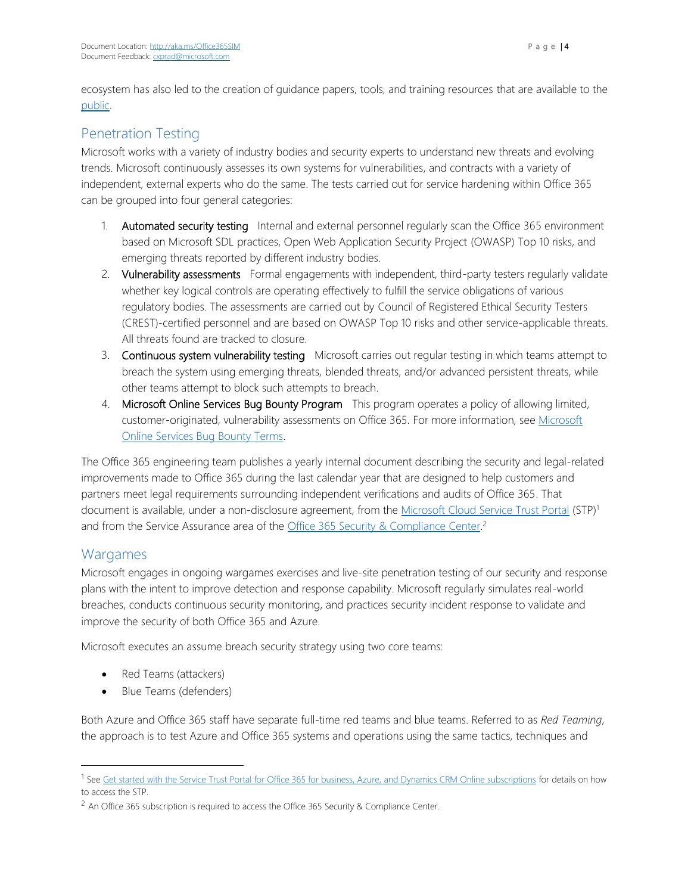ecosystem has also led to the creation of guidance papers, tools, and training resources that are available to the public.

## Penetration Testing

Microsoft works with a variety of industry bodies and security experts to understand new threats and evolving trends. Microsoft continuously assesses its own systems for vulnerabilities, and contracts with a variety of independent, external experts who do the same. The tests carried out for service hardening within Office 365 can be grouped into four general categories:

1. **Automated security testing** Internal and external personnel regularly scan the Office 365 environment based on Microsoft SDL practices, Open Web Application Security Project (OWASP) Top 10 risks, and emerging threats reported by different industry bodies.
2. **Vulnerability assessments** Formal engagements with independent, third-party testers regularly validate whether key logical controls are operating effectively to fulfill the service obligations of various regulatory bodies. The assessments are carried out by Council of Registered Ethical Security Testers (CREST)-certified personnel and are based on OWASP Top 10 risks and other service-applicable threats. All threats found are tracked to closure.
3. **Continuous system vulnerability testing** Microsoft carries out regular testing in which teams attempt to breach the system using emerging threats, blended threats, and/or advanced persistent threats, while other teams attempt to block such attempts to breach.
4. **Microsoft Online Services Bug Bounty Program** This program operates a policy of allowing limited, customer-originated, vulnerability assessments on Office 365. For more information, see Microsoft Online Services Bug Bounty Terms.

The Office 365 engineering team publishes a yearly internal document describing the security and legal-related improvements made to Office 365 during the last calendar year that are designed to help customers and partners meet legal requirements surrounding independent verifications and audits of Office 365. That document is available, under a non-disclosure agreement, from the Microsoft Cloud Service Trust Portal (STP)[1] and from the Service Assurance area of the Office 365 Security & Compliance Center.[2]

## Wargames

Microsoft engages in ongoing wargames exercises and live-site penetration testing of our security and response plans with the intent to improve detection and response capability. Microsoft regularly simulates real-world breaches, conducts continuous security monitoring, and practices security incident response to validate and improve the security of both Office 365 and Azure.

Microsoft executes an assume breach security strategy using two core teams:

- Red Teams (attackers)
- Blue Teams (defenders)

Both Azure and Office 365 staff have separate full-time red teams and blue teams. Referred to as *Red Teaming*, the approach is to test Azure and Office 365 systems and operations using the same tactics, techniques and

---

[1] See Get started with the Service Trust Portal for Office 365 for business, Azure, and Dynamics CRM Online subscriptions for details on how to access the STP.

[2] An Office 365 subscription is required to access the Office 365 Security & Compliance Center.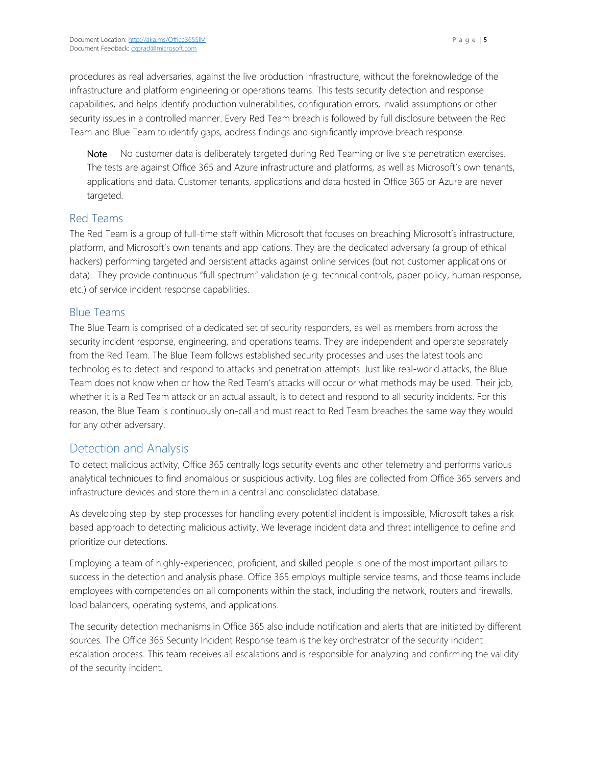procedures as real adversaries, against the live production infrastructure, without the foreknowledge of the infrastructure and platform engineering or operations teams. This tests security detection and response capabilities, and helps identify production vulnerabilities, configuration errors, invalid assumptions or other security issues in a controlled manner. Every Red Team breach is followed by full disclosure between the Red Team and Blue Team to identify gaps, address findings and significantly improve breach response.

> **Note** No customer data is deliberately targeted during Red Teaming or live site penetration exercises. The tests are against Office 365 and Azure infrastructure and platforms, as well as Microsoft's own tenants, applications and data. Customer tenants, applications and data hosted in Office 365 or Azure are never targeted.

### Red Teams

The Red Team is a group of full-time staff within Microsoft that focuses on breaching Microsoft's infrastructure, platform, and Microsoft's own tenants and applications. They are the dedicated adversary (a group of ethical hackers) performing targeted and persistent attacks against online services (but not customer applications or data). They provide continuous "full spectrum" validation (e.g. technical controls, paper policy, human response, etc.) of service incident response capabilities.

### Blue Teams

The Blue Team is comprised of a dedicated set of security responders, as well as members from across the security incident response, engineering, and operations teams. They are independent and operate separately from the Red Team. The Blue Team follows established security processes and uses the latest tools and technologies to detect and respond to attacks and penetration attempts. Just like real-world attacks, the Blue Team does not know when or how the Red Team's attacks will occur or what methods may be used. Their job, whether it is a Red Team attack or an actual assault, is to detect and respond to all security incidents. For this reason, the Blue Team is continuously on-call and must react to Red Team breaches the same way they would for any other adversary.

## Detection and Analysis

To detect malicious activity, Office 365 centrally logs security events and other telemetry and performs various analytical techniques to find anomalous or suspicious activity. Log files are collected from Office 365 servers and infrastructure devices and store them in a central and consolidated database.

As developing step-by-step processes for handling every potential incident is impossible, Microsoft takes a risk-based approach to detecting malicious activity. We leverage incident data and threat intelligence to define and prioritize our detections.

Employing a team of highly-experienced, proficient, and skilled people is one of the most important pillars to success in the detection and analysis phase. Office 365 employs multiple service teams, and those teams include employees with competencies on all components within the stack, including the network, routers and firewalls, load balancers, operating systems, and applications.

The security detection mechanisms in Office 365 also include notification and alerts that are initiated by different sources. The Office 365 Security Incident Response team is the key orchestrator of the security incident escalation process. This team receives all escalations and is responsible for analyzing and confirming the validity of the security incident.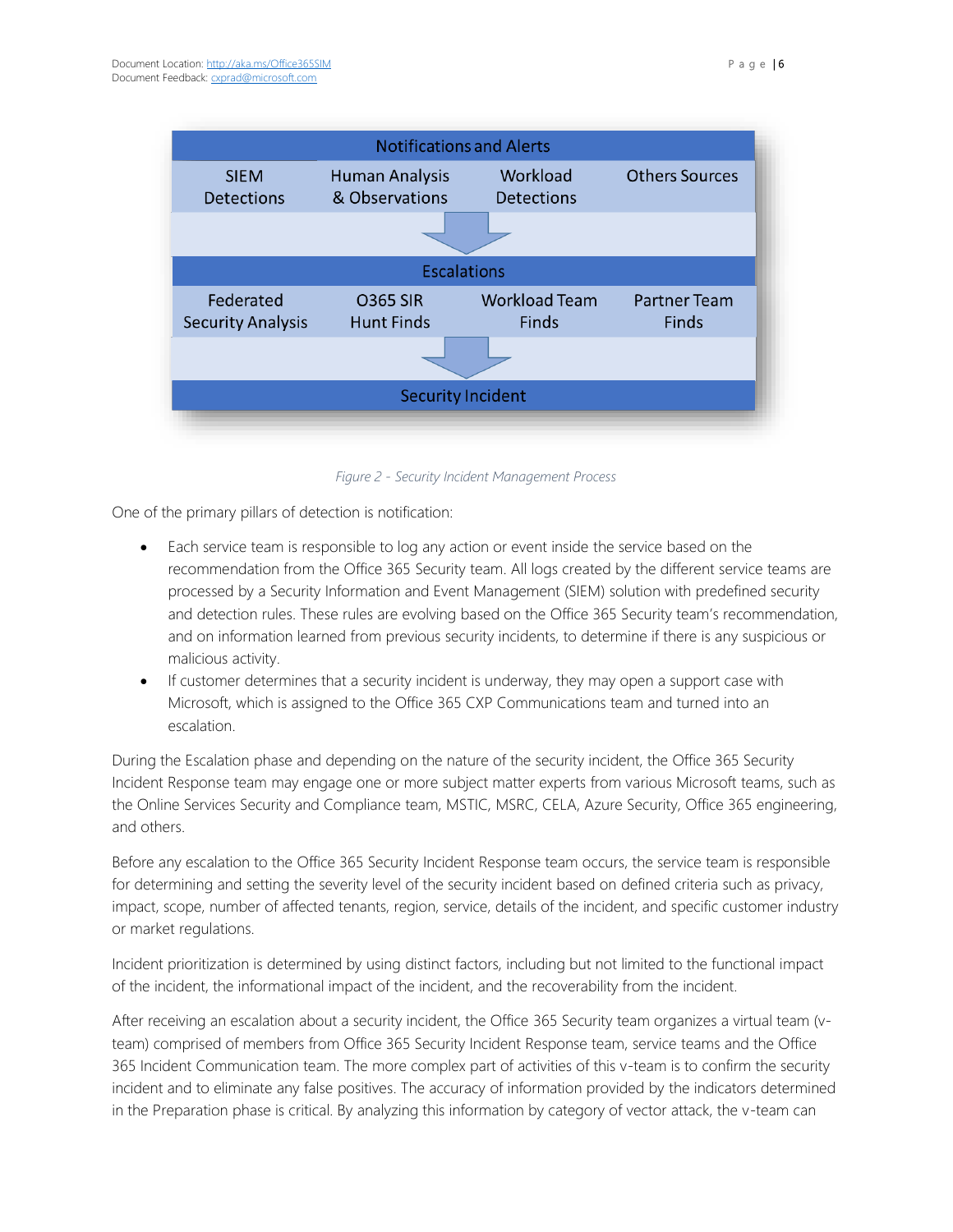| Notifications and Alerts | | | |
|---|---|---|---|
| SIEM Detections | Human Analysis & Observations | Workload Detections | Others Sources |
| Escalations | | | |
| Federated Security Analysis | O365 SIR Hunt Finds | Workload Team Finds | Partner Team Finds |
| Security Incident | | | |

*Figure 2 - Security Incident Management Process*

One of the primary pillars of detection is notification:

- Each service team is responsible to log any action or event inside the service based on the recommendation from the Office 365 Security team. All logs created by the different service teams are processed by a Security Information and Event Management (SIEM) solution with predefined security and detection rules. These rules are evolving based on the Office 365 Security team's recommendation, and on information learned from previous security incidents, to determine if there is any suspicious or malicious activity.
- If customer determines that a security incident is underway, they may open a support case with Microsoft, which is assigned to the Office 365 CXP Communications team and turned into an escalation.

During the Escalation phase and depending on the nature of the security incident, the Office 365 Security Incident Response team may engage one or more subject matter experts from various Microsoft teams, such as the Online Services Security and Compliance team, MSTIC, MSRC, CELA, Azure Security, Office 365 engineering, and others.

Before any escalation to the Office 365 Security Incident Response team occurs, the service team is responsible for determining and setting the severity level of the security incident based on defined criteria such as privacy, impact, scope, number of affected tenants, region, service, details of the incident, and specific customer industry or market regulations.

Incident prioritization is determined by using distinct factors, including but not limited to the functional impact of the incident, the informational impact of the incident, and the recoverability from the incident.

After receiving an escalation about a security incident, the Office 365 Security team organizes a virtual team (v-team) comprised of members from Office 365 Security Incident Response team, service teams and the Office 365 Incident Communication team. The more complex part of activities of this v-team is to confirm the security incident and to eliminate any false positives. The accuracy of information provided by the indicators determined in the Preparation phase is critical. By analyzing this information by category of vector attack, the v-team can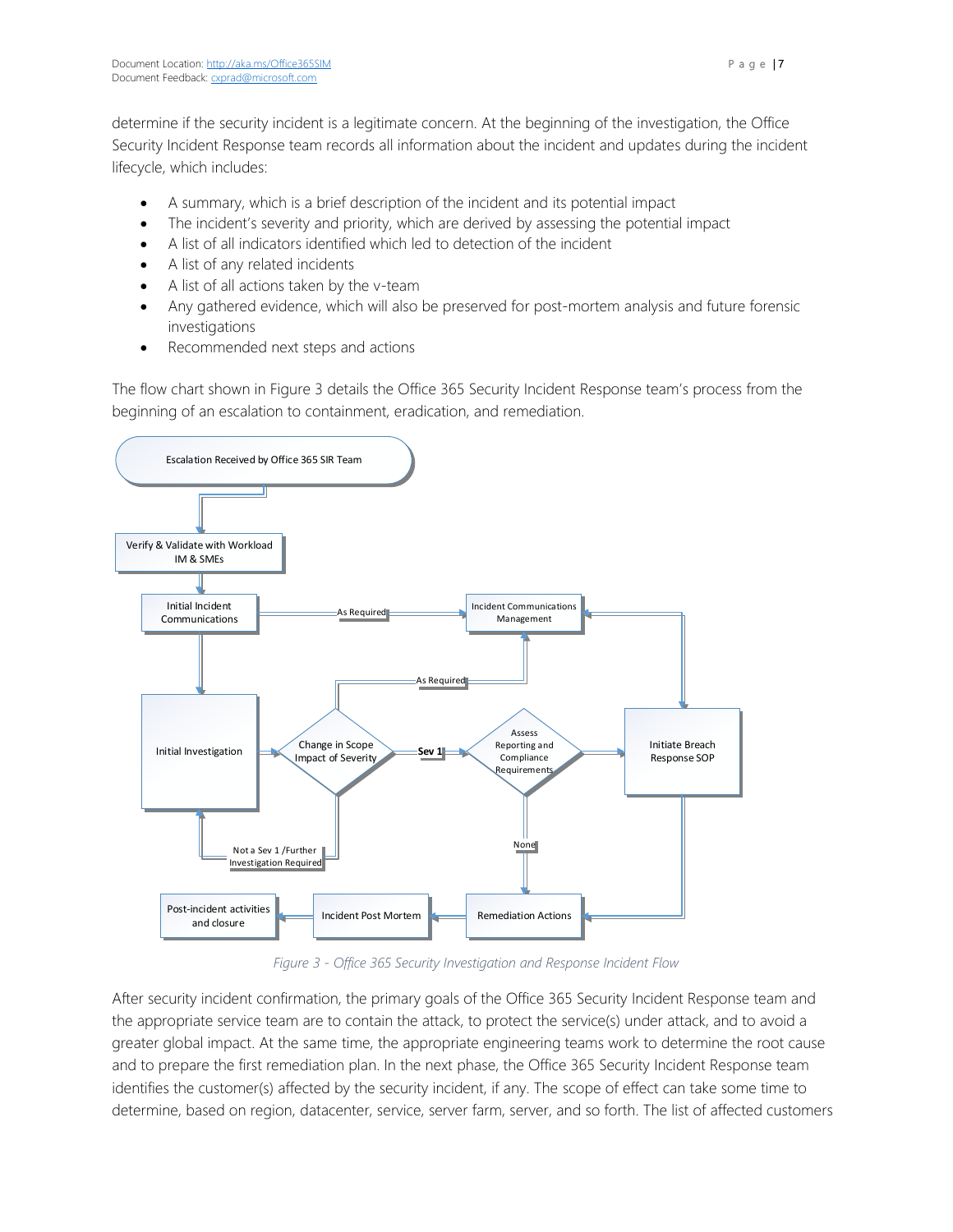determine if the security incident is a legitimate concern. At the beginning of the investigation, the Office Security Incident Response team records all information about the incident and updates during the incident lifecycle, which includes:

- A summary, which is a brief description of the incident and its potential impact
- The incident's severity and priority, which are derived by assessing the potential impact
- A list of all indicators identified which led to detection of the incident
- A list of any related incidents
- A list of all actions taken by the v-team
- Any gathered evidence, which will also be preserved for post-mortem analysis and future forensic investigations
- Recommended next steps and actions

The flow chart shown in Figure 3 details the Office 365 Security Incident Response team's process from the beginning of an escalation to containment, eradication, and remediation.

*Figure 3 - Office 365 Security Investigation and Response Incident Flow*

After security incident confirmation, the primary goals of the Office 365 Security Incident Response team and the appropriate service team are to contain the attack, to protect the service(s) under attack, and to avoid a greater global impact. At the same time, the appropriate engineering teams work to determine the root cause and to prepare the first remediation plan. In the next phase, the Office 365 Security Incident Response team identifies the customer(s) affected by the security incident, if any. The scope of effect can take some time to determine, based on region, datacenter, service, server farm, server, and so forth. The list of affected customers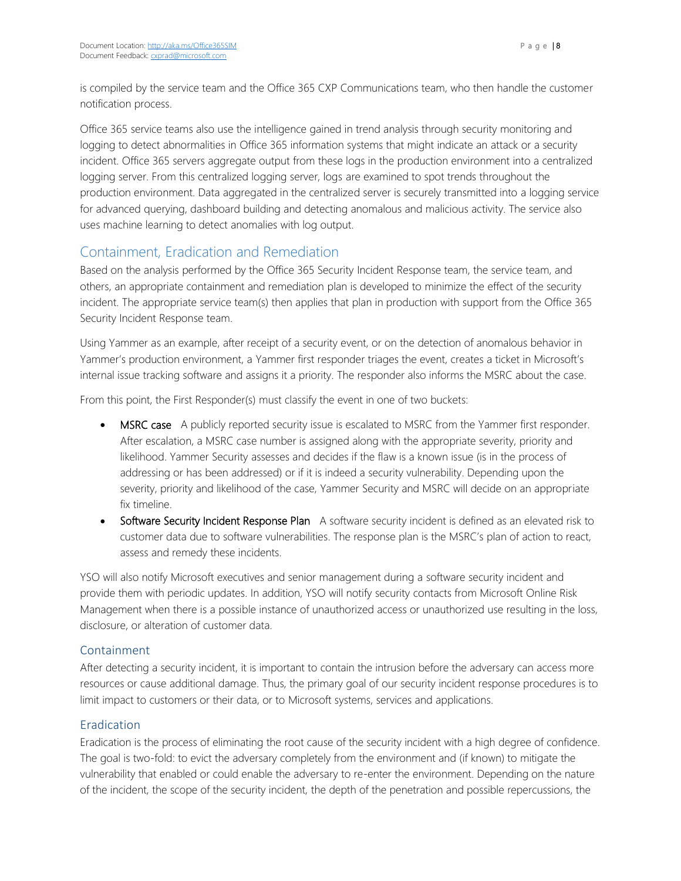is compiled by the service team and the Office 365 CXP Communications team, who then handle the customer notification process.

Office 365 service teams also use the intelligence gained in trend analysis through security monitoring and logging to detect abnormalities in Office 365 information systems that might indicate an attack or a security incident. Office 365 servers aggregate output from these logs in the production environment into a centralized logging server. From this centralized logging server, logs are examined to spot trends throughout the production environment. Data aggregated in the centralized server is securely transmitted into a logging service for advanced querying, dashboard building and detecting anomalous and malicious activity. The service also uses machine learning to detect anomalies with log output.

## Containment, Eradication and Remediation

Based on the analysis performed by the Office 365 Security Incident Response team, the service team, and others, an appropriate containment and remediation plan is developed to minimize the effect of the security incident. The appropriate service team(s) then applies that plan in production with support from the Office 365 Security Incident Response team.

Using Yammer as an example, after receipt of a security event, or on the detection of anomalous behavior in Yammer's production environment, a Yammer first responder triages the event, creates a ticket in Microsoft's internal issue tracking software and assigns it a priority. The responder also informs the MSRC about the case.

From this point, the First Responder(s) must classify the event in one of two buckets:

- **MSRC case** A publicly reported security issue is escalated to MSRC from the Yammer first responder. After escalation, a MSRC case number is assigned along with the appropriate severity, priority and likelihood. Yammer Security assesses and decides if the flaw is a known issue (is in the process of addressing or has been addressed) or if it is indeed a security vulnerability. Depending upon the severity, priority and likelihood of the case, Yammer Security and MSRC will decide on an appropriate fix timeline.
- **Software Security Incident Response Plan** A software security incident is defined as an elevated risk to customer data due to software vulnerabilities. The response plan is the MSRC's plan of action to react, assess and remedy these incidents.

YSO will also notify Microsoft executives and senior management during a software security incident and provide them with periodic updates. In addition, YSO will notify security contacts from Microsoft Online Risk Management when there is a possible instance of unauthorized access or unauthorized use resulting in the loss, disclosure, or alteration of customer data.

### Containment

After detecting a security incident, it is important to contain the intrusion before the adversary can access more resources or cause additional damage. Thus, the primary goal of our security incident response procedures is to limit impact to customers or their data, or to Microsoft systems, services and applications.

### Eradication

Eradication is the process of eliminating the root cause of the security incident with a high degree of confidence. The goal is two-fold: to evict the adversary completely from the environment and (if known) to mitigate the vulnerability that enabled or could enable the adversary to re-enter the environment. Depending on the nature of the incident, the scope of the security incident, the depth of the penetration and possible repercussions, the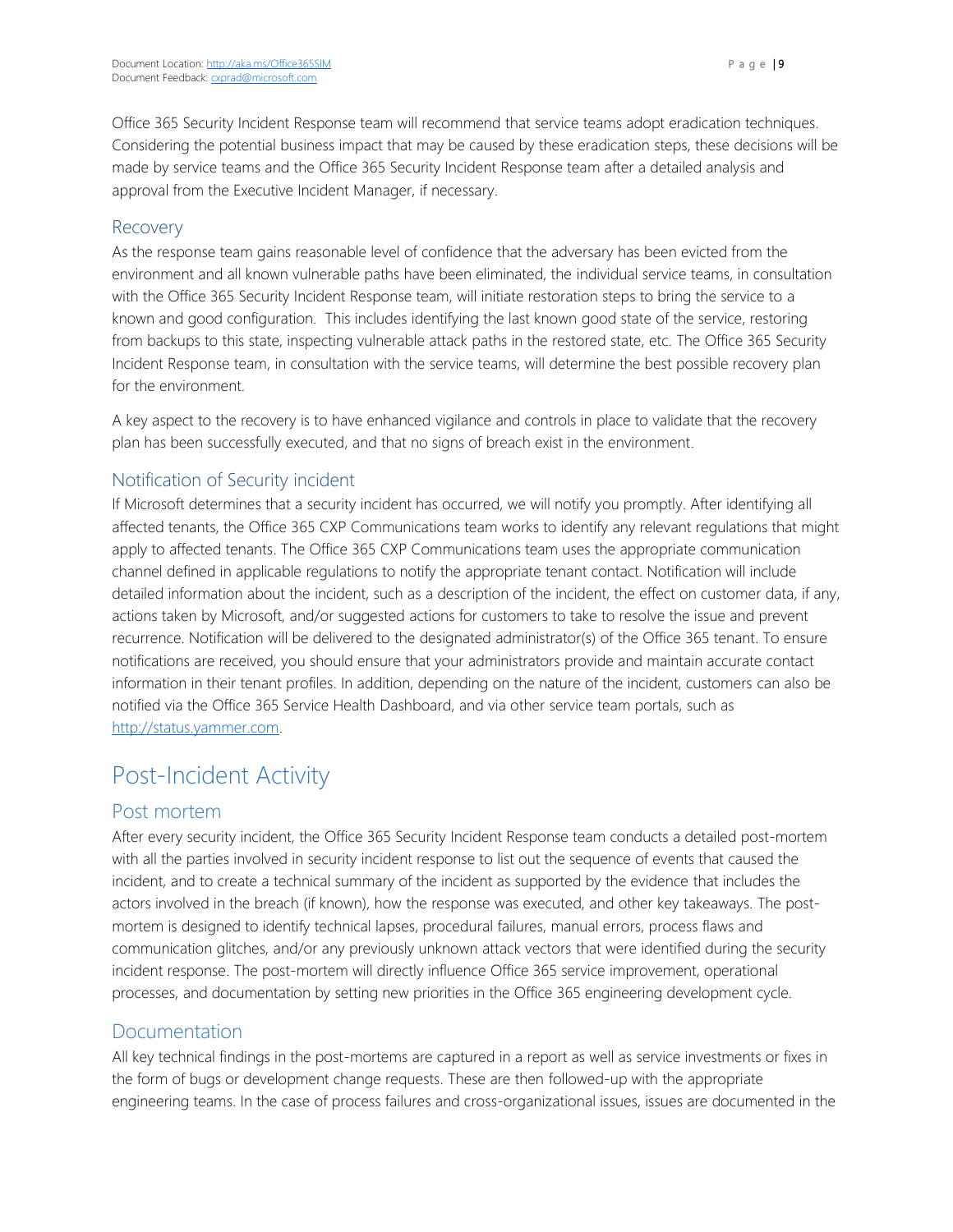Office 365 Security Incident Response team will recommend that service teams adopt eradication techniques. Considering the potential business impact that may be caused by these eradication steps, these decisions will be made by service teams and the Office 365 Security Incident Response team after a detailed analysis and approval from the Executive Incident Manager, if necessary.

## Recovery

As the response team gains reasonable level of confidence that the adversary has been evicted from the environment and all known vulnerable paths have been eliminated, the individual service teams, in consultation with the Office 365 Security Incident Response team, will initiate restoration steps to bring the service to a known and good configuration. This includes identifying the last known good state of the service, restoring from backups to this state, inspecting vulnerable attack paths in the restored state, etc. The Office 365 Security Incident Response team, in consultation with the service teams, will determine the best possible recovery plan for the environment.

A key aspect to the recovery is to have enhanced vigilance and controls in place to validate that the recovery plan has been successfully executed, and that no signs of breach exist in the environment.

## Notification of Security incident

If Microsoft determines that a security incident has occurred, we will notify you promptly. After identifying all affected tenants, the Office 365 CXP Communications team works to identify any relevant regulations that might apply to affected tenants. The Office 365 CXP Communications team uses the appropriate communication channel defined in applicable regulations to notify the appropriate tenant contact. Notification will include detailed information about the incident, such as a description of the incident, the effect on customer data, if any, actions taken by Microsoft, and/or suggested actions for customers to take to resolve the issue and prevent recurrence. Notification will be delivered to the designated administrator(s) of the Office 365 tenant. To ensure notifications are received, you should ensure that your administrators provide and maintain accurate contact information in their tenant profiles. In addition, depending on the nature of the incident, customers can also be notified via the Office 365 Service Health Dashboard, and via other service team portals, such as http://status.yammer.com.

# Post-Incident Activity

## Post mortem

After every security incident, the Office 365 Security Incident Response team conducts a detailed post-mortem with all the parties involved in security incident response to list out the sequence of events that caused the incident, and to create a technical summary of the incident as supported by the evidence that includes the actors involved in the breach (if known), how the response was executed, and other key takeaways. The post-mortem is designed to identify technical lapses, procedural failures, manual errors, process flaws and communication glitches, and/or any previously unknown attack vectors that were identified during the security incident response. The post-mortem will directly influence Office 365 service improvement, operational processes, and documentation by setting new priorities in the Office 365 engineering development cycle.

## Documentation

All key technical findings in the post-mortems are captured in a report as well as service investments or fixes in the form of bugs or development change requests. These are then followed-up with the appropriate engineering teams. In the case of process failures and cross-organizational issues, issues are documented in the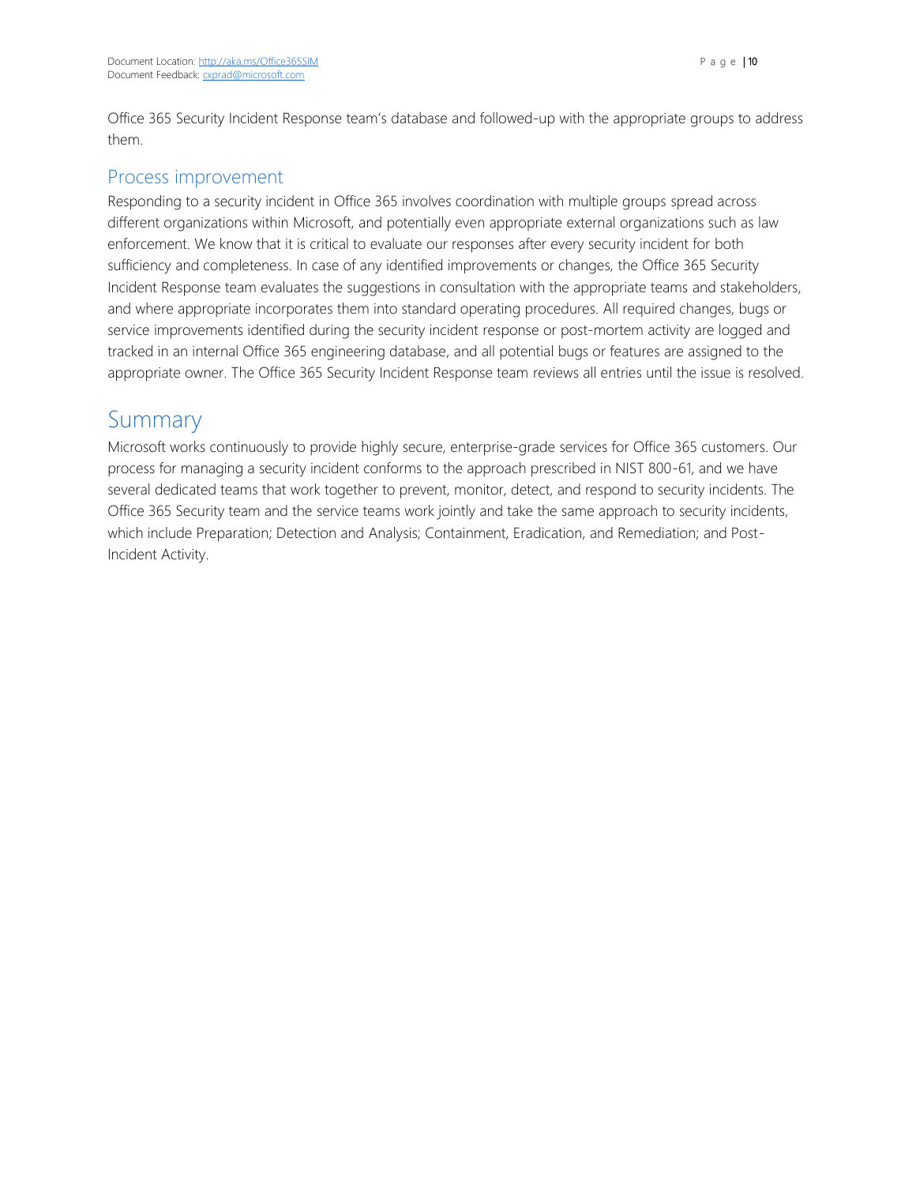Office 365 Security Incident Response team's database and followed-up with the appropriate groups to address them.

## Process improvement

Responding to a security incident in Office 365 involves coordination with multiple groups spread across different organizations within Microsoft, and potentially even appropriate external organizations such as law enforcement. We know that it is critical to evaluate our responses after every security incident for both sufficiency and completeness. In case of any identified improvements or changes, the Office 365 Security Incident Response team evaluates the suggestions in consultation with the appropriate teams and stakeholders, and where appropriate incorporates them into standard operating procedures. All required changes, bugs or service improvements identified during the security incident response or post-mortem activity are logged and tracked in an internal Office 365 engineering database, and all potential bugs or features are assigned to the appropriate owner. The Office 365 Security Incident Response team reviews all entries until the issue is resolved.

# Summary

Microsoft works continuously to provide highly secure, enterprise-grade services for Office 365 customers. Our process for managing a security incident conforms to the approach prescribed in NIST 800-61, and we have several dedicated teams that work together to prevent, monitor, detect, and respond to security incidents. The Office 365 Security team and the service teams work jointly and take the same approach to security incidents, which include Preparation; Detection and Analysis; Containment, Eradication, and Remediation; and Post-Incident Activity.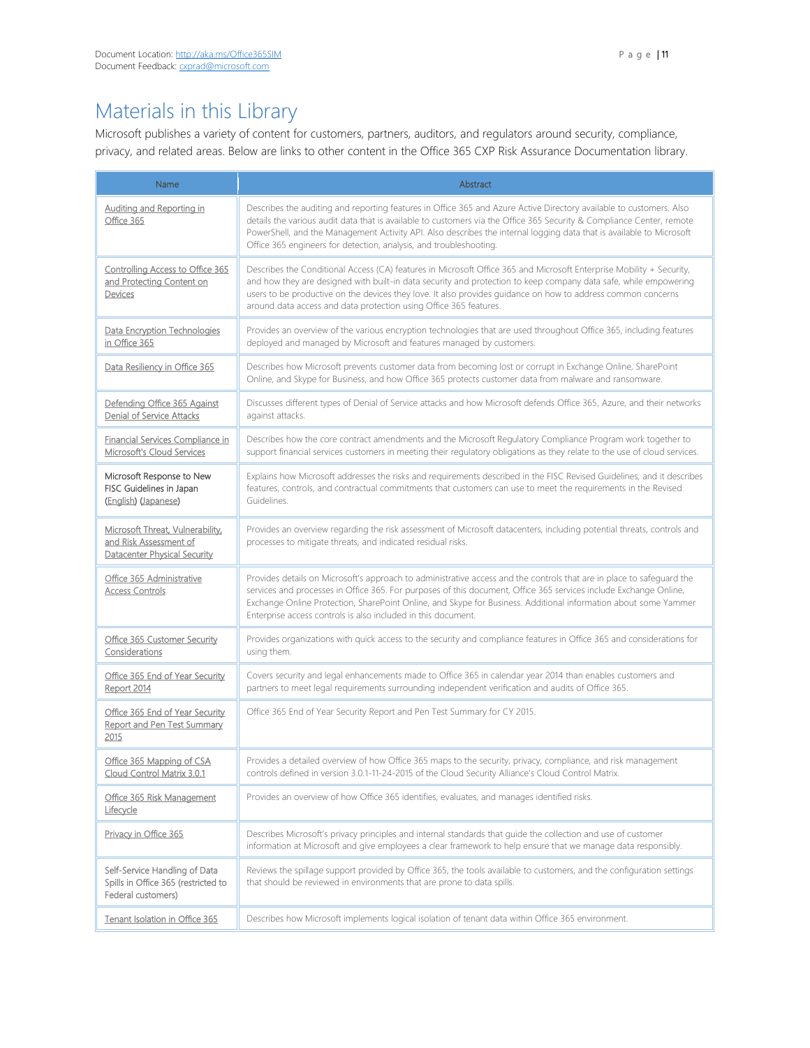# Materials in this Library

Microsoft publishes a variety of content for customers, partners, auditors, and regulators around security, compliance, privacy, and related areas. Below are links to other content in the Office 365 CXP Risk Assurance Documentation library.

| Name | Abstract |
|---|---|
| Auditing and Reporting in Office 365 | Describes the auditing and reporting features in Office 365 and Azure Active Directory available to customers. Also details the various audit data that is available to customers via the Office 365 Security & Compliance Center, remote PowerShell, and the Management Activity API. Also describes the internal logging data that is available to Microsoft Office 365 engineers for detection, analysis, and troubleshooting. |
| Controlling Access to Office 365 and Protecting Content on Devices | Describes the Conditional Access (CA) features in Microsoft Office 365 and Microsoft Enterprise Mobility + Security, and how they are designed with built-in data security and protection to keep company data safe, while empowering users to be productive on the devices they love. It also provides guidance on how to address common concerns around data access and data protection using Office 365 features. |
| Data Encryption Technologies in Office 365 | Provides an overview of the various encryption technologies that are used throughout Office 365, including features deployed and managed by Microsoft and features managed by customers. |
| Data Resiliency in Office 365 | Describes how Microsoft prevents customer data from becoming lost or corrupt in Exchange Online, SharePoint Online, and Skype for Business, and how Office 365 protects customer data from malware and ransomware. |
| Defending Office 365 Against Denial of Service Attacks | Discusses different types of Denial of Service attacks and how Microsoft defends Office 365, Azure, and their networks against attacks. |
| Financial Services Compliance in Microsoft's Cloud Services | Describes how the core contract amendments and the Microsoft Regulatory Compliance Program work together to support financial services customers in meeting their regulatory obligations as they relate to the use of cloud services. |
| Microsoft Response to New FISC Guidelines in Japan (English) (Japanese) | Explains how Microsoft addresses the risks and requirements described in the FISC Revised Guidelines, and it describes features, controls, and contractual commitments that customers can use to meet the requirements in the Revised Guidelines. |
| Microsoft Threat, Vulnerability, and Risk Assessment of Datacenter Physical Security | Provides an overview regarding the risk assessment of Microsoft datacenters, including potential threats, controls and processes to mitigate threats, and indicated residual risks. |
| Office 365 Administrative Access Controls | Provides details on Microsoft's approach to administrative access and the controls that are in place to safeguard the services and processes in Office 365. For purposes of this document, Office 365 services include Exchange Online, Exchange Online Protection, SharePoint Online, and Skype for Business. Additional information about some Yammer Enterprise access controls is also included in this document. |
| Office 365 Customer Security Considerations | Provides organizations with quick access to the security and compliance features in Office 365 and considerations for using them. |
| Office 365 End of Year Security Report 2014 | Covers security and legal enhancements made to Office 365 in calendar year 2014 than enables customers and partners to meet legal requirements surrounding independent verification and audits of Office 365. |
| Office 365 End of Year Security Report and Pen Test Summary 2015 | Office 365 End of Year Security Report and Pen Test Summary for CY 2015. |
| Office 365 Mapping of CSA Cloud Control Matrix 3.0.1 | Provides a detailed overview of how Office 365 maps to the security, privacy, compliance, and risk management controls defined in version 3.0.1-11-24-2015 of the Cloud Security Alliance's Cloud Control Matrix. |
| Office 365 Risk Management Lifecycle | Provides an overview of how Office 365 identifies, evaluates, and manages identified risks. |
| Privacy in Office 365 | Describes Microsoft's privacy principles and internal standards that guide the collection and use of customer information at Microsoft and give employees a clear framework to help ensure that we manage data responsibly. |
| Self-Service Handling of Data Spills in Office 365 (restricted to Federal customers) | Reviews the spillage support provided by Office 365, the tools available to customers, and the configuration settings that should be reviewed in environments that are prone to data spills. |
| Tenant Isolation in Office 365 | Describes how Microsoft implements logical isolation of tenant data within Office 365 environment. |